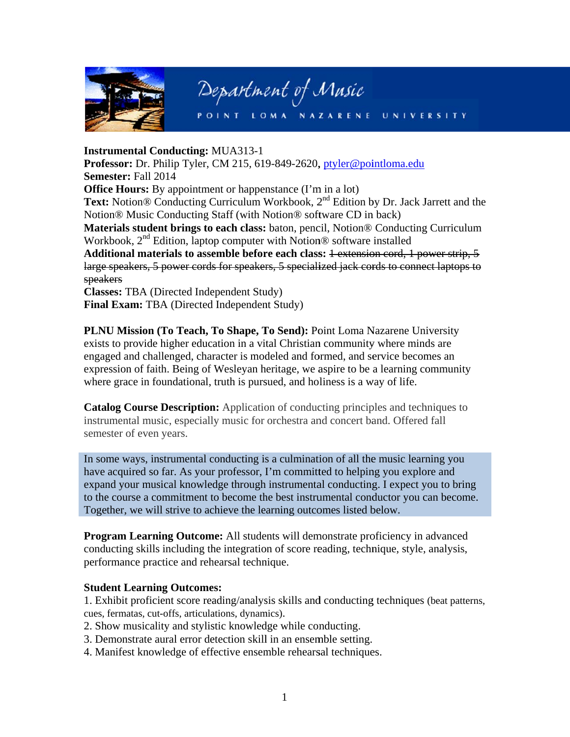Department of Music
POINT LOMA NAZARENE UNIVERSITY

**Instrumental Conducting:** MUA313-1
**Professor:** Dr. Philip Tyler, CM 215, 619-849-2620, ptyler@pointloma.edu
**Semester:** Fall 2014
**Office Hours:** By appointment or happenstance (I'm in a lot)
**Text:** Notion® Conducting Curriculum Workbook, 2nd Edition by Dr. Jack Jarrett and the Notion® Music Conducting Staff (with Notion® software CD in back)
**Materials student brings to each class:** baton, pencil, Notion® Conducting Curriculum Workbook, 2nd Edition, laptop computer with Notion® software installed
**Additional materials to assemble before each class:** ~~1 extension cord, 1 power strip, 5 large speakers, 5 power cords for speakers, 5 specialized jack cords to connect laptops to speakers~~
**Classes:** TBA (Directed Independent Study)
**Final Exam:** TBA (Directed Independent Study)

**PLNU Mission (To Teach, To Shape, To Send):** Point Loma Nazarene University exists to provide higher education in a vital Christian community where minds are engaged and challenged, character is modeled and formed, and service becomes an expression of faith. Being of Wesleyan heritage, we aspire to be a learning community where grace in foundational, truth is pursued, and holiness is a way of life.

**Catalog Course Description:** Application of conducting principles and techniques to instrumental music, especially music for orchestra and concert band. Offered fall semester of even years.

In some ways, instrumental conducting is a culmination of all the music learning you have acquired so far. As your professor, I'm committed to helping you explore and expand your musical knowledge through instrumental conducting. I expect you to bring to the course a commitment to become the best instrumental conductor you can become. Together, we will strive to achieve the learning outcomes listed below.

**Program Learning Outcome:** All students will demonstrate proficiency in advanced conducting skills including the integration of score reading, technique, style, analysis, performance practice and rehearsal technique.

**Student Learning Outcomes:**

1. Exhibit proficient score reading/analysis skills and conducting techniques (beat patterns, cues, fermatas, cut-offs, articulations, dynamics).
2. Show musicality and stylistic knowledge while conducting.
3. Demonstrate aural error detection skill in an ensemble setting.
4. Manifest knowledge of effective ensemble rehearsal techniques.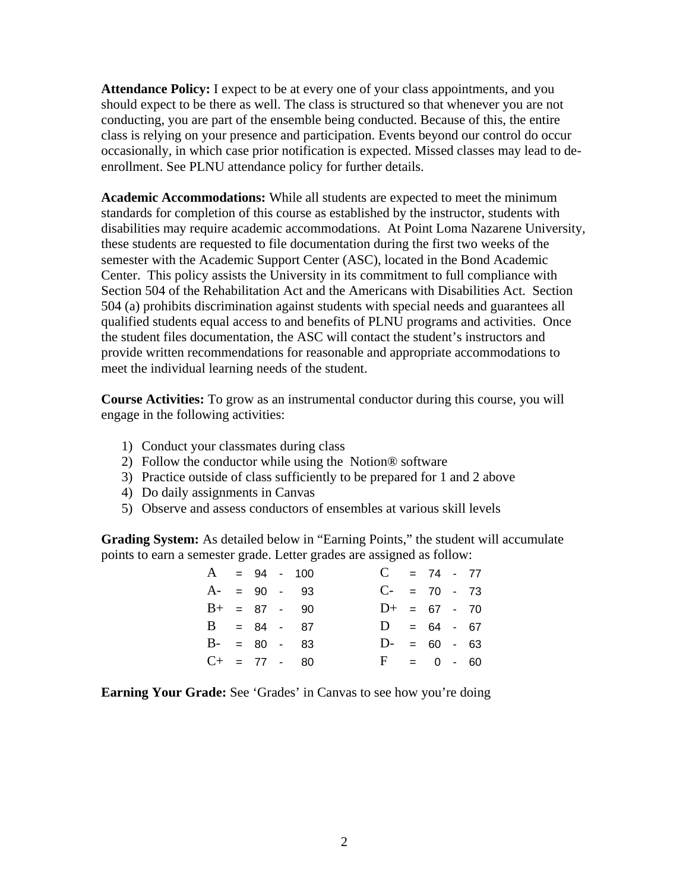**Attendance Policy:** I expect to be at every one of your class appointments, and you should expect to be there as well. The class is structured so that whenever you are not conducting, you are part of the ensemble being conducted. Because of this, the entire class is relying on your presence and participation. Events beyond our control do occur occasionally, in which case prior notification is expected. Missed classes may lead to de-enrollment. See PLNU attendance policy for further details.

**Academic Accommodations:** While all students are expected to meet the minimum standards for completion of this course as established by the instructor, students with disabilities may require academic accommodations. At Point Loma Nazarene University, these students are requested to file documentation during the first two weeks of the semester with the Academic Support Center (ASC), located in the Bond Academic Center. This policy assists the University in its commitment to full compliance with Section 504 of the Rehabilitation Act and the Americans with Disabilities Act. Section 504 (a) prohibits discrimination against students with special needs and guarantees all qualified students equal access to and benefits of PLNU programs and activities. Once the student files documentation, the ASC will contact the student's instructors and provide written recommendations for reasonable and appropriate accommodations to meet the individual learning needs of the student.

**Course Activities:** To grow as an instrumental conductor during this course, you will engage in the following activities:

1) Conduct your classmates during class
2) Follow the conductor while using the Notion® software
3) Practice outside of class sufficiently to be prepared for 1 and 2 above
4) Do daily assignments in Canvas
5) Observe and assess conductors of ensembles at various skill levels

**Grading System:** As detailed below in "Earning Points," the student will accumulate points to earn a semester grade. Letter grades are assigned as follow:

| | | | |
|---|---|---|---|
| A | = 94 - 100 | C | = 74 - 77 |
| A- | = 90 - 93 | C- | = 70 - 73 |
| B+ | = 87 - 90 | D+ | = 67 - 70 |
| B | = 84 - 87 | D | = 64 - 67 |
| B- | = 80 - 83 | D- | = 60 - 63 |
| C+ | = 77 - 80 | F | = 0 - 60 |

**Earning Your Grade:** See 'Grades' in Canvas to see how you're doing